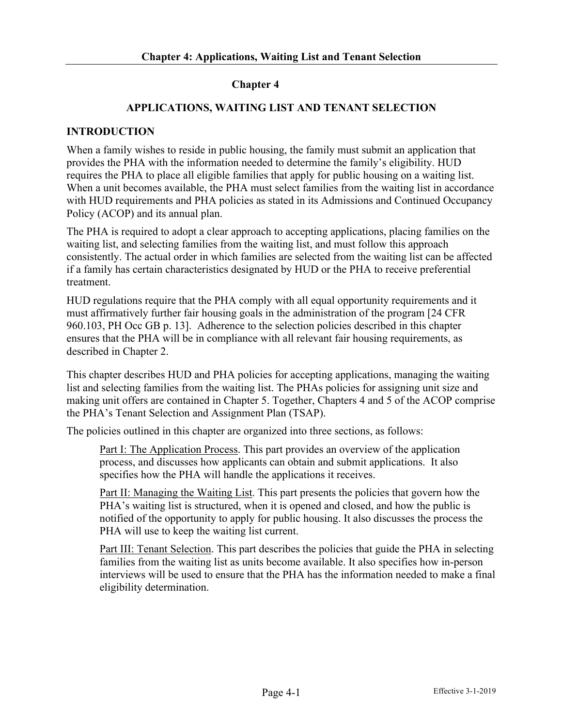# Chapter 4

## APPLICATIONS, WAITING LIST AND TENANT SELECTION

### INTRODUCTION

When a family wishes to reside in public housing, the family must submit an application that provides the PHA with the information needed to determine the family's eligibility. HUD requires the PHA to place all eligible families that apply for public housing on a waiting list. When a unit becomes available, the PHA must select families from the waiting list in accordance with HUD requirements and PHA policies as stated in its Admissions and Continued Occupancy Policy (ACOP) and its annual plan.

The PHA is required to adopt a clear approach to accepting applications, placing families on the waiting list, and selecting families from the waiting list, and must follow this approach consistently. The actual order in which families are selected from the waiting list can be affected if a family has certain characteristics designated by HUD or the PHA to receive preferential treatment.

HUD regulations require that the PHA comply with all equal opportunity requirements and it must affirmatively further fair housing goals in the administration of the program [24 CFR 960.103, PH Occ GB p. 13]. Adherence to the selection policies described in this chapter ensures that the PHA will be in compliance with all relevant fair housing requirements, as described in Chapter 2.

This chapter describes HUD and PHA policies for accepting applications, managing the waiting list and selecting families from the waiting list. The PHAs policies for assigning unit size and making unit offers are contained in Chapter 5. Together, Chapters 4 and 5 of the ACOP comprise the PHA's Tenant Selection and Assignment Plan (TSAP).

The policies outlined in this chapter are organized into three sections, as follows:

> Part I: The Application Process. This part provides an overview of the application process, and discusses how applicants can obtain and submit applications. It also specifies how the PHA will handle the applications it receives.
>
> Part II: Managing the Waiting List. This part presents the policies that govern how the PHA's waiting list is structured, when it is opened and closed, and how the public is notified of the opportunity to apply for public housing. It also discusses the process the PHA will use to keep the waiting list current.
>
> Part III: Tenant Selection. This part describes the policies that guide the PHA in selecting families from the waiting list as units become available. It also specifies how in-person interviews will be used to ensure that the PHA has the information needed to make a final eligibility determination.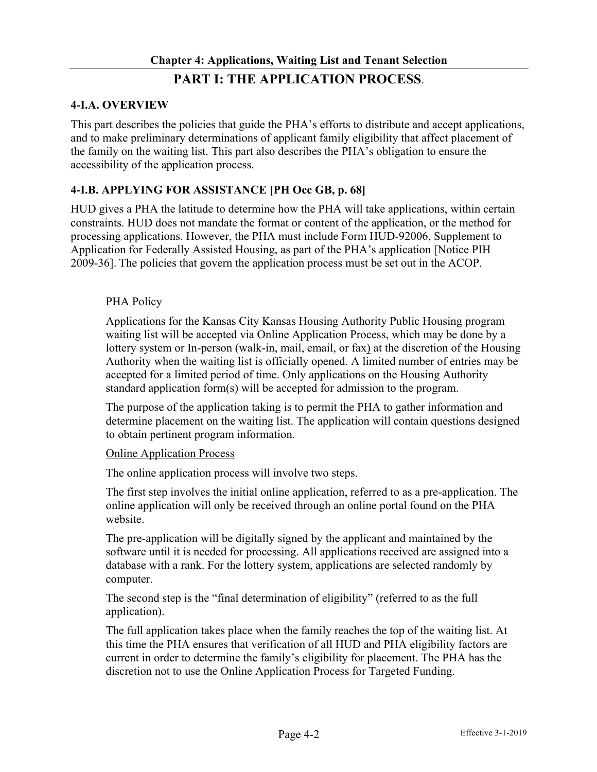## Chapter 4: Applications, Waiting List and Tenant Selection

# PART I: THE APPLICATION PROCESS.

### 4-I.A. OVERVIEW

This part describes the policies that guide the PHA's efforts to distribute and accept applications, and to make preliminary determinations of applicant family eligibility that affect placement of the family on the waiting list. This part also describes the PHA's obligation to ensure the accessibility of the application process.

### 4-I.B. APPLYING FOR ASSISTANCE [PH Occ GB, p. 68]

HUD gives a PHA the latitude to determine how the PHA will take applications, within certain constraints. HUD does not mandate the format or content of the application, or the method for processing applications. However, the PHA must include Form HUD-92006, Supplement to Application for Federally Assisted Housing, as part of the PHA's application [Notice PIH 2009-36]. The policies that govern the application process must be set out in the ACOP.

PHA Policy

Applications for the Kansas City Kansas Housing Authority Public Housing program waiting list will be accepted via Online Application Process, which may be done by a lottery system or In-person (walk-in, mail, email, or fax) at the discretion of the Housing Authority when the waiting list is officially opened. A limited number of entries may be accepted for a limited period of time. Only applications on the Housing Authority standard application form(s) will be accepted for admission to the program.

The purpose of the application taking is to permit the PHA to gather information and determine placement on the waiting list. The application will contain questions designed to obtain pertinent program information.

Online Application Process

The online application process will involve two steps.

The first step involves the initial online application, referred to as a pre-application. The online application will only be received through an online portal found on the PHA website.

The pre-application will be digitally signed by the applicant and maintained by the software until it is needed for processing. All applications received are assigned into a database with a rank. For the lottery system, applications are selected randomly by computer.

The second step is the "final determination of eligibility" (referred to as the full application).

The full application takes place when the family reaches the top of the waiting list. At this time the PHA ensures that verification of all HUD and PHA eligibility factors are current in order to determine the family's eligibility for placement. The PHA has the discretion not to use the Online Application Process for Targeted Funding.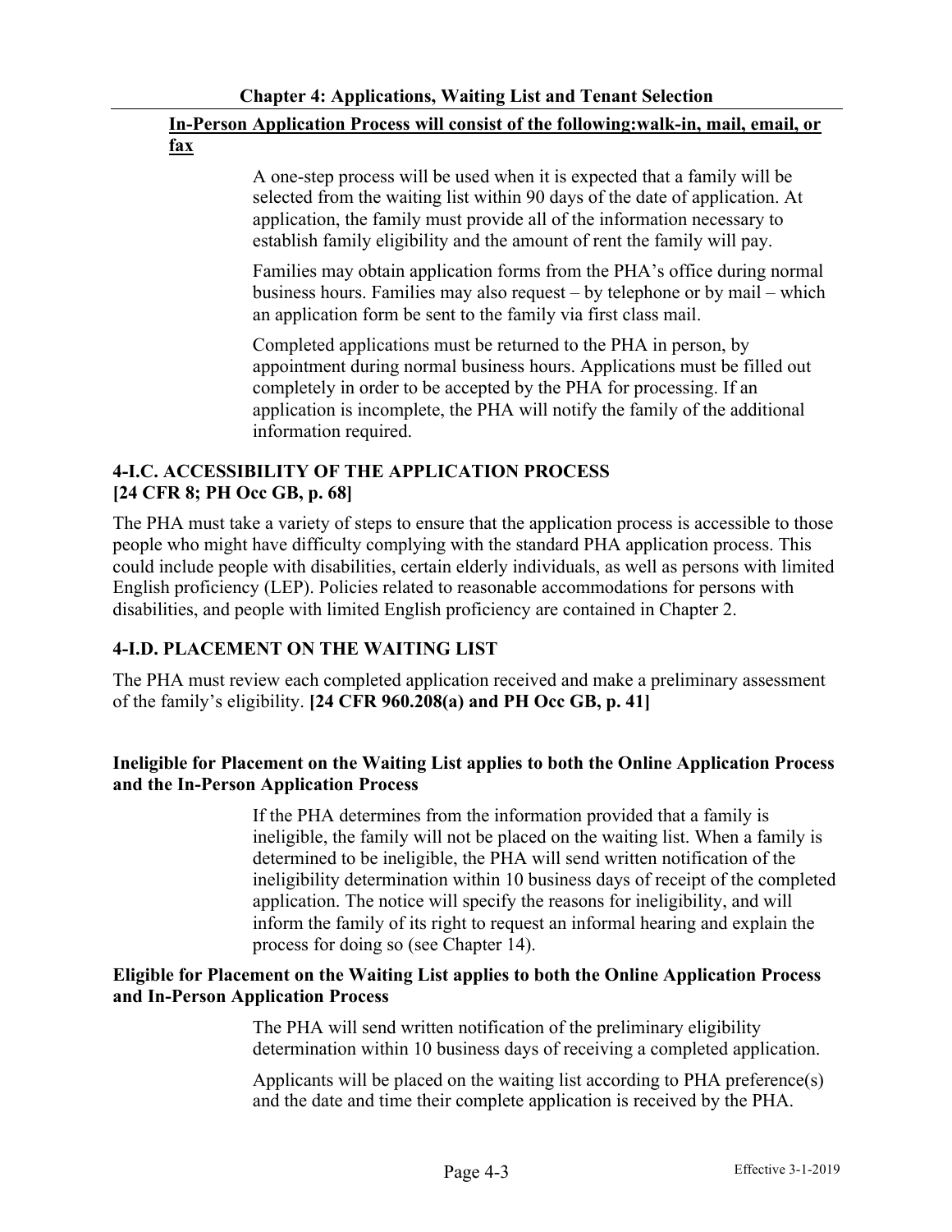**In-Person Application Process will consist of the following:walk-in, mail, email, or fax**

A one-step process will be used when it is expected that a family will be selected from the waiting list within 90 days of the date of application. At application, the family must provide all of the information necessary to establish family eligibility and the amount of rent the family will pay.

Families may obtain application forms from the PHA's office during normal business hours. Families may also request – by telephone or by mail – which an application form be sent to the family via first class mail.

Completed applications must be returned to the PHA in person, by appointment during normal business hours. Applications must be filled out completely in order to be accepted by the PHA for processing. If an application is incomplete, the PHA will notify the family of the additional information required.

## 4-I.C. ACCESSIBILITY OF THE APPLICATION PROCESS [24 CFR 8; PH Occ GB, p. 68]

The PHA must take a variety of steps to ensure that the application process is accessible to those people who might have difficulty complying with the standard PHA application process. This could include people with disabilities, certain elderly individuals, as well as persons with limited English proficiency (LEP). Policies related to reasonable accommodations for persons with disabilities, and people with limited English proficiency are contained in Chapter 2.

## 4-I.D. PLACEMENT ON THE WAITING LIST

The PHA must review each completed application received and make a preliminary assessment of the family's eligibility. **[24 CFR 960.208(a) and PH Occ GB, p. 41]**

**Ineligible for Placement on the Waiting List applies to both the Online Application Process and the In-Person Application Process**

If the PHA determines from the information provided that a family is ineligible, the family will not be placed on the waiting list. When a family is determined to be ineligible, the PHA will send written notification of the ineligibility determination within 10 business days of receipt of the completed application. The notice will specify the reasons for ineligibility, and will inform the family of its right to request an informal hearing and explain the process for doing so (see Chapter 14).

**Eligible for Placement on the Waiting List applies to both the Online Application Process and In-Person Application Process**

The PHA will send written notification of the preliminary eligibility determination within 10 business days of receiving a completed application.

Applicants will be placed on the waiting list according to PHA preference(s) and the date and time their complete application is received by the PHA.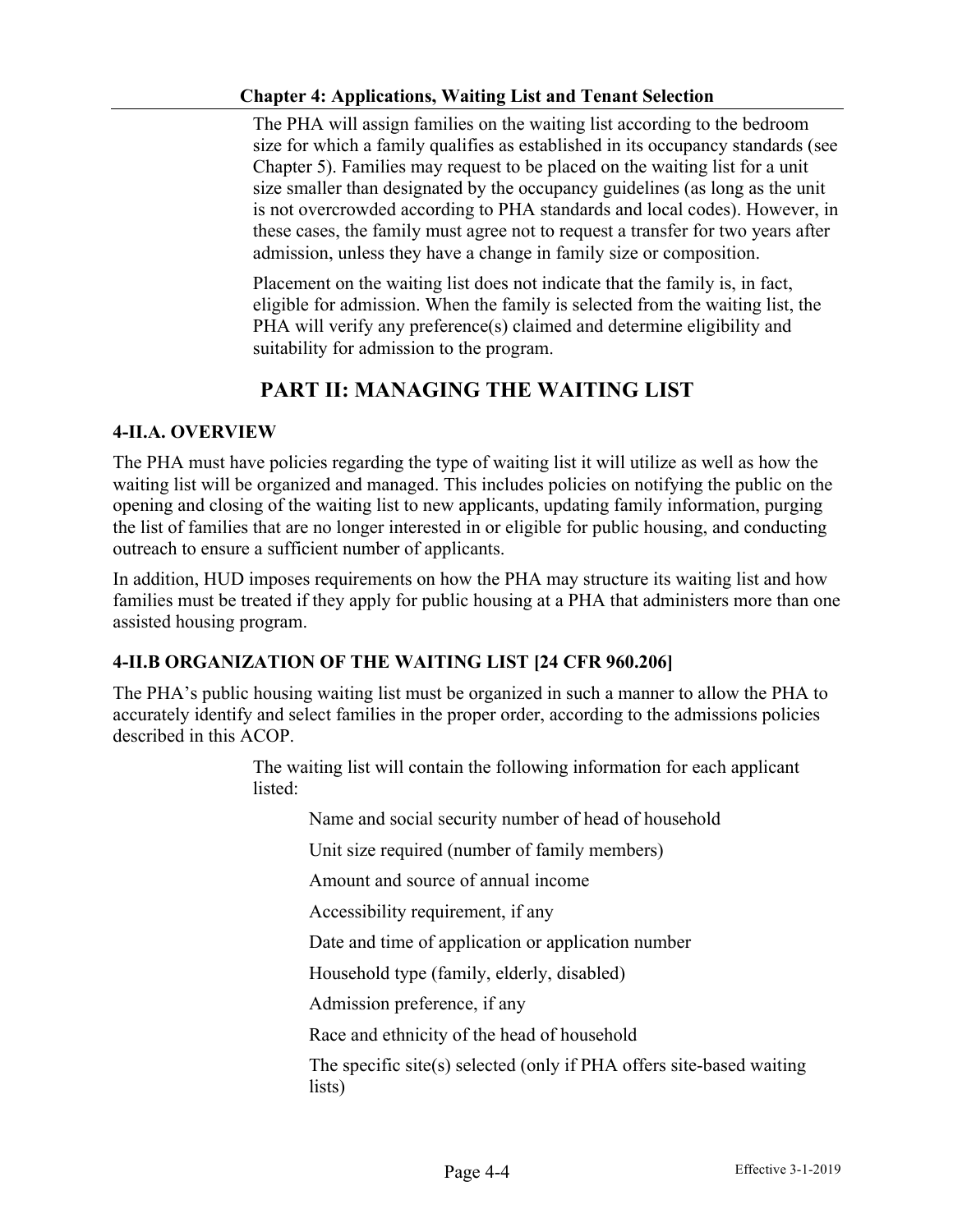The PHA will assign families on the waiting list according to the bedroom size for which a family qualifies as established in its occupancy standards (see Chapter 5). Families may request to be placed on the waiting list for a unit size smaller than designated by the occupancy guidelines (as long as the unit is not overcrowded according to PHA standards and local codes). However, in these cases, the family must agree not to request a transfer for two years after admission, unless they have a change in family size or composition.

Placement on the waiting list does not indicate that the family is, in fact, eligible for admission. When the family is selected from the waiting list, the PHA will verify any preference(s) claimed and determine eligibility and suitability for admission to the program.

# PART II: MANAGING THE WAITING LIST

## 4-II.A. OVERVIEW

The PHA must have policies regarding the type of waiting list it will utilize as well as how the waiting list will be organized and managed. This includes policies on notifying the public on the opening and closing of the waiting list to new applicants, updating family information, purging the list of families that are no longer interested in or eligible for public housing, and conducting outreach to ensure a sufficient number of applicants.

In addition, HUD imposes requirements on how the PHA may structure its waiting list and how families must be treated if they apply for public housing at a PHA that administers more than one assisted housing program.

## 4-II.B ORGANIZATION OF THE WAITING LIST [24 CFR 960.206]

The PHA's public housing waiting list must be organized in such a manner to allow the PHA to accurately identify and select families in the proper order, according to the admissions policies described in this ACOP.

The waiting list will contain the following information for each applicant listed:

- Name and social security number of head of household
- Unit size required (number of family members)
- Amount and source of annual income
- Accessibility requirement, if any
- Date and time of application or application number
- Household type (family, elderly, disabled)
- Admission preference, if any
- Race and ethnicity of the head of household
- The specific site(s) selected (only if PHA offers site-based waiting lists)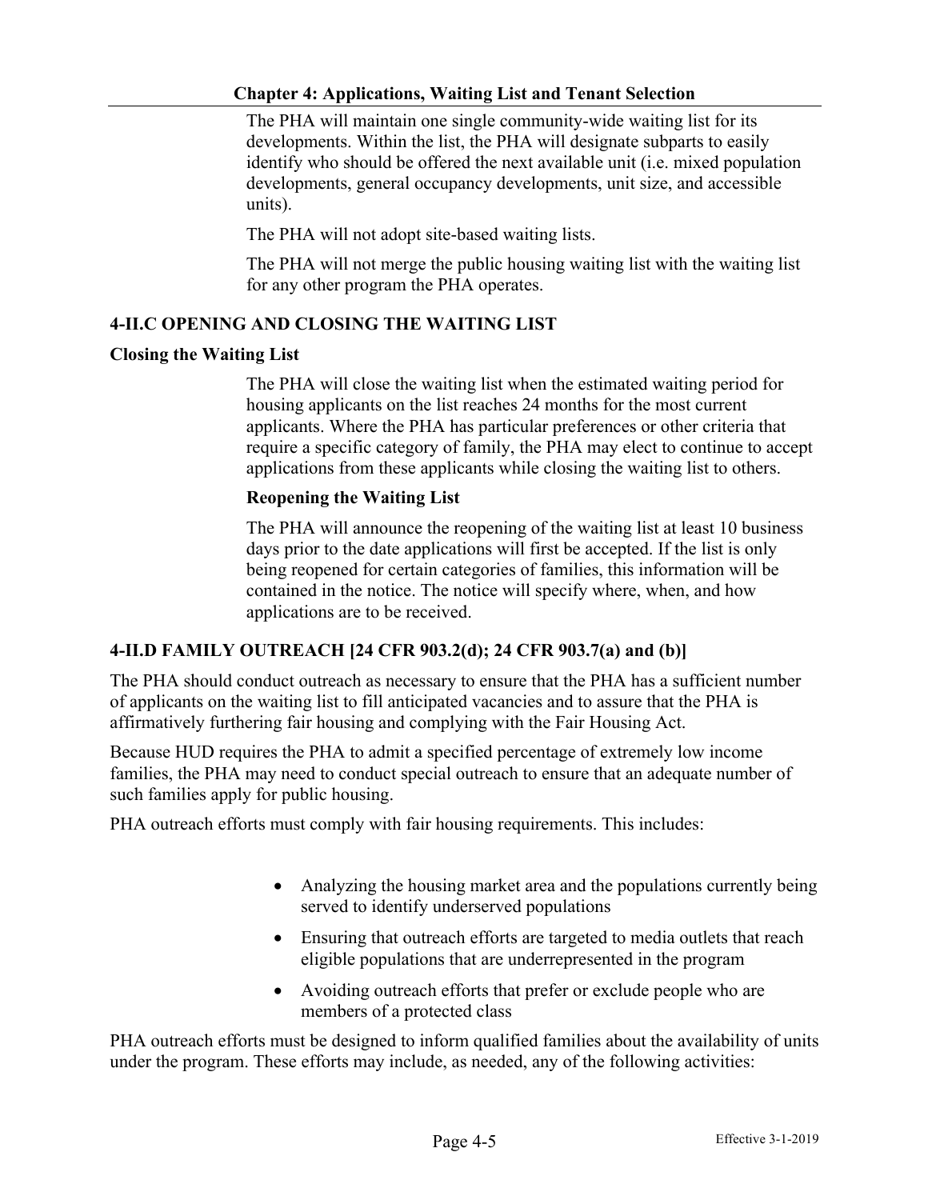The PHA will maintain one single community-wide waiting list for its developments. Within the list, the PHA will designate subparts to easily identify who should be offered the next available unit (i.e. mixed population developments, general occupancy developments, unit size, and accessible units).

The PHA will not adopt site-based waiting lists.

The PHA will not merge the public housing waiting list with the waiting list for any other program the PHA operates.

## 4-II.C OPENING AND CLOSING THE WAITING LIST

### Closing the Waiting List

The PHA will close the waiting list when the estimated waiting period for housing applicants on the list reaches 24 months for the most current applicants. Where the PHA has particular preferences or other criteria that require a specific category of family, the PHA may elect to continue to accept applications from these applicants while closing the waiting list to others.

### Reopening the Waiting List

The PHA will announce the reopening of the waiting list at least 10 business days prior to the date applications will first be accepted. If the list is only being reopened for certain categories of families, this information will be contained in the notice. The notice will specify where, when, and how applications are to be received.

## 4-II.D FAMILY OUTREACH [24 CFR 903.2(d); 24 CFR 903.7(a) and (b)]

The PHA should conduct outreach as necessary to ensure that the PHA has a sufficient number of applicants on the waiting list to fill anticipated vacancies and to assure that the PHA is affirmatively furthering fair housing and complying with the Fair Housing Act.

Because HUD requires the PHA to admit a specified percentage of extremely low income families, the PHA may need to conduct special outreach to ensure that an adequate number of such families apply for public housing.

PHA outreach efforts must comply with fair housing requirements. This includes:

- Analyzing the housing market area and the populations currently being served to identify underserved populations
- Ensuring that outreach efforts are targeted to media outlets that reach eligible populations that are underrepresented in the program
- Avoiding outreach efforts that prefer or exclude people who are members of a protected class

PHA outreach efforts must be designed to inform qualified families about the availability of units under the program. These efforts may include, as needed, any of the following activities: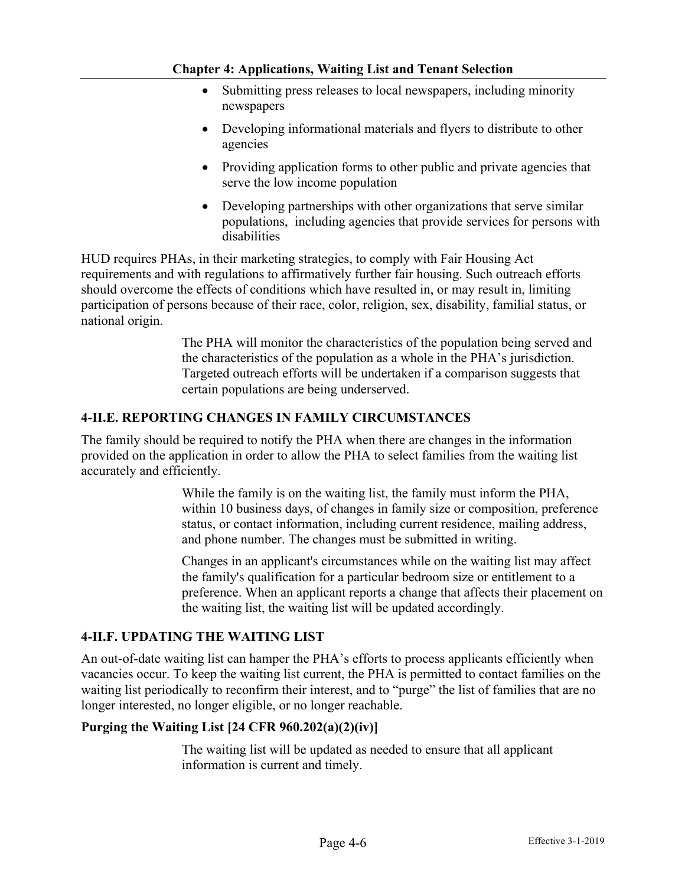- Submitting press releases to local newspapers, including minority newspapers
- Developing informational materials and flyers to distribute to other agencies
- Providing application forms to other public and private agencies that serve the low income population
- Developing partnerships with other organizations that serve similar populations, including agencies that provide services for persons with disabilities

HUD requires PHAs, in their marketing strategies, to comply with Fair Housing Act requirements and with regulations to affirmatively further fair housing. Such outreach efforts should overcome the effects of conditions which have resulted in, or may result in, limiting participation of persons because of their race, color, religion, sex, disability, familial status, or national origin.

> The PHA will monitor the characteristics of the population being served and the characteristics of the population as a whole in the PHA's jurisdiction. Targeted outreach efforts will be undertaken if a comparison suggests that certain populations are being underserved.

### 4-II.E. REPORTING CHANGES IN FAMILY CIRCUMSTANCES

The family should be required to notify the PHA when there are changes in the information provided on the application in order to allow the PHA to select families from the waiting list accurately and efficiently.

> While the family is on the waiting list, the family must inform the PHA, within 10 business days, of changes in family size or composition, preference status, or contact information, including current residence, mailing address, and phone number. The changes must be submitted in writing.
>
> Changes in an applicant's circumstances while on the waiting list may affect the family's qualification for a particular bedroom size or entitlement to a preference. When an applicant reports a change that affects their placement on the waiting list, the waiting list will be updated accordingly.

### 4-II.F. UPDATING THE WAITING LIST

An out-of-date waiting list can hamper the PHA's efforts to process applicants efficiently when vacancies occur. To keep the waiting list current, the PHA is permitted to contact families on the waiting list periodically to reconfirm their interest, and to "purge" the list of families that are no longer interested, no longer eligible, or no longer reachable.

**Purging the Waiting List [24 CFR 960.202(a)(2)(iv)]**

> The waiting list will be updated as needed to ensure that all applicant information is current and timely.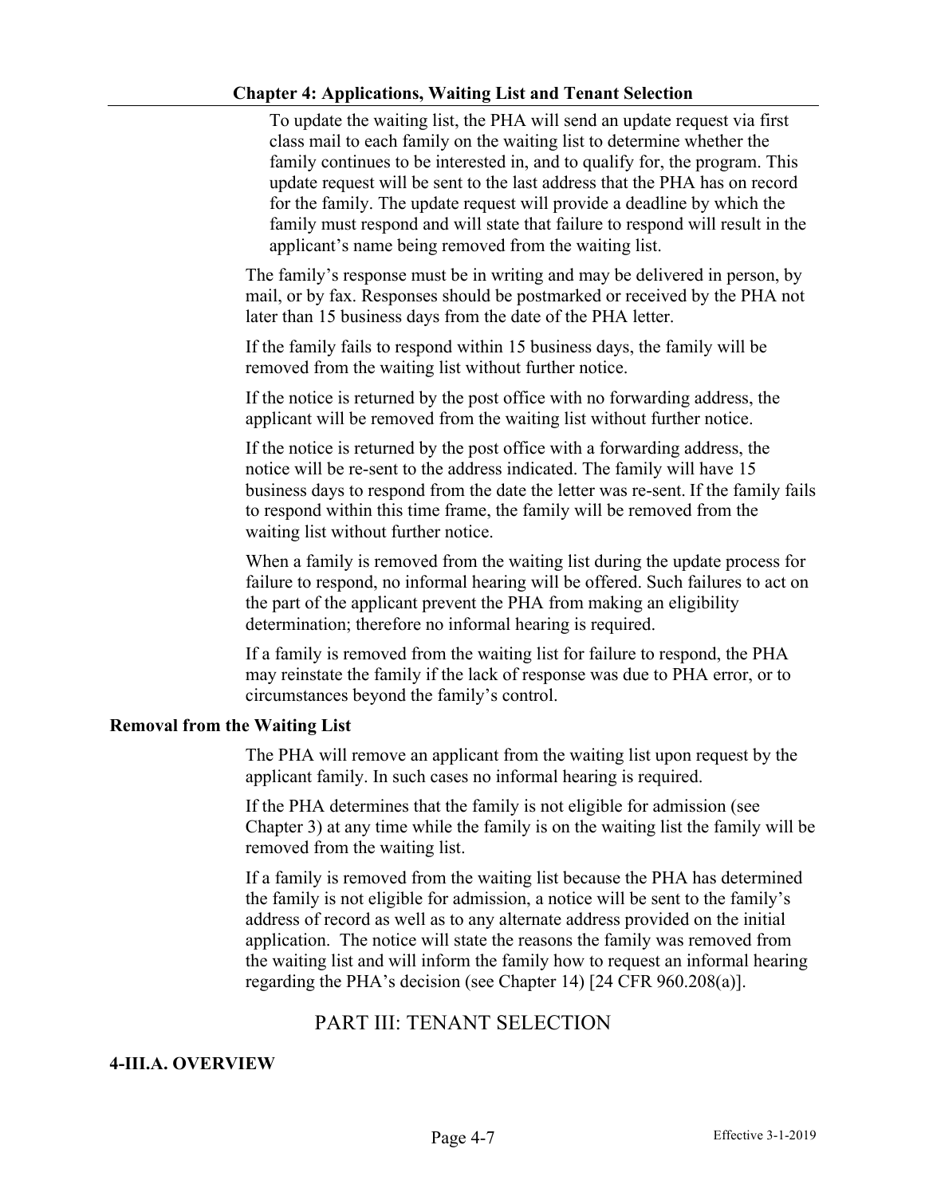To update the waiting list, the PHA will send an update request via first class mail to each family on the waiting list to determine whether the family continues to be interested in, and to qualify for, the program. This update request will be sent to the last address that the PHA has on record for the family. The update request will provide a deadline by which the family must respond and will state that failure to respond will result in the applicant's name being removed from the waiting list.

The family's response must be in writing and may be delivered in person, by mail, or by fax. Responses should be postmarked or received by the PHA not later than 15 business days from the date of the PHA letter.

If the family fails to respond within 15 business days, the family will be removed from the waiting list without further notice.

If the notice is returned by the post office with no forwarding address, the applicant will be removed from the waiting list without further notice.

If the notice is returned by the post office with a forwarding address, the notice will be re-sent to the address indicated. The family will have 15 business days to respond from the date the letter was re-sent. If the family fails to respond within this time frame, the family will be removed from the waiting list without further notice.

When a family is removed from the waiting list during the update process for failure to respond, no informal hearing will be offered. Such failures to act on the part of the applicant prevent the PHA from making an eligibility determination; therefore no informal hearing is required.

If a family is removed from the waiting list for failure to respond, the PHA may reinstate the family if the lack of response was due to PHA error, or to circumstances beyond the family's control.

**Removal from the Waiting List**

The PHA will remove an applicant from the waiting list upon request by the applicant family. In such cases no informal hearing is required.

If the PHA determines that the family is not eligible for admission (see Chapter 3) at any time while the family is on the waiting list the family will be removed from the waiting list.

If a family is removed from the waiting list because the PHA has determined the family is not eligible for admission, a notice will be sent to the family's address of record as well as to any alternate address provided on the initial application. The notice will state the reasons the family was removed from the waiting list and will inform the family how to request an informal hearing regarding the PHA's decision (see Chapter 14) [24 CFR 960.208(a)].

## PART III: TENANT SELECTION

### 4-III.A. OVERVIEW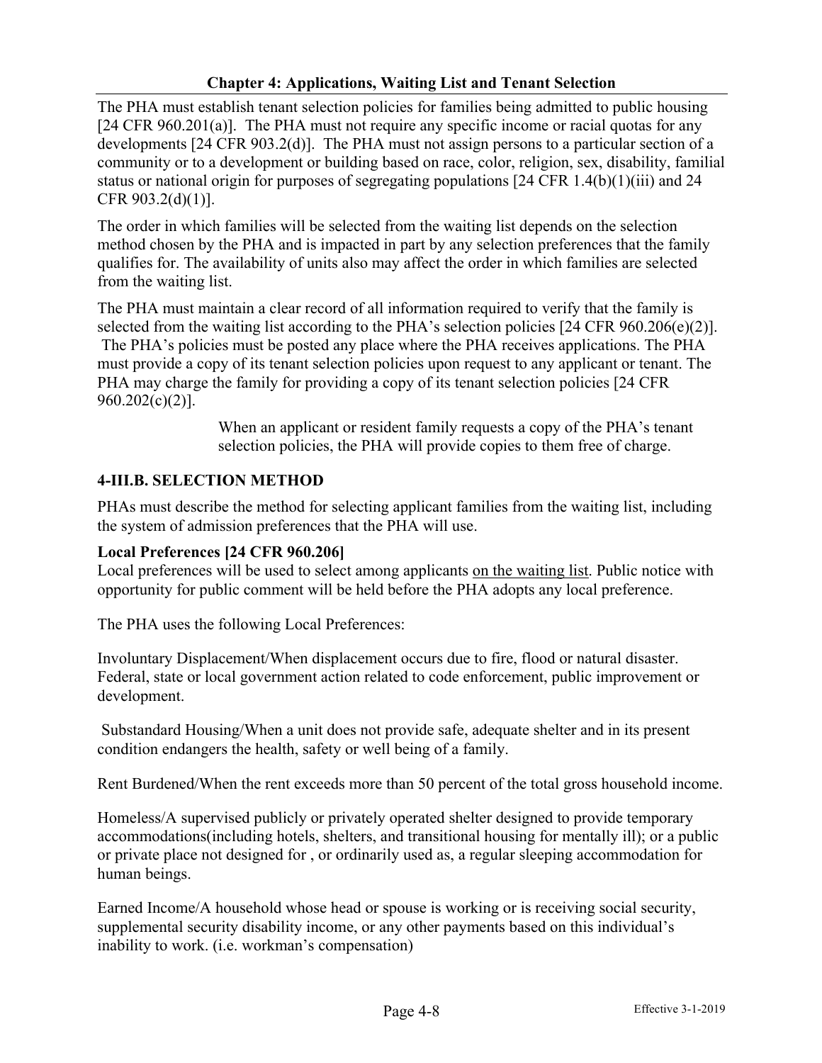The PHA must establish tenant selection policies for families being admitted to public housing [24 CFR 960.201(a)]. The PHA must not require any specific income or racial quotas for any developments [24 CFR 903.2(d)]. The PHA must not assign persons to a particular section of a community or to a development or building based on race, color, religion, sex, disability, familial status or national origin for purposes of segregating populations [24 CFR 1.4(b)(1)(iii) and 24 CFR 903.2(d)(1)].

The order in which families will be selected from the waiting list depends on the selection method chosen by the PHA and is impacted in part by any selection preferences that the family qualifies for. The availability of units also may affect the order in which families are selected from the waiting list.

The PHA must maintain a clear record of all information required to verify that the family is selected from the waiting list according to the PHA's selection policies [24 CFR 960.206(e)(2)]. The PHA's policies must be posted any place where the PHA receives applications. The PHA must provide a copy of its tenant selection policies upon request to any applicant or tenant. The PHA may charge the family for providing a copy of its tenant selection policies [24 CFR 960.202(c)(2)].

> When an applicant or resident family requests a copy of the PHA's tenant selection policies, the PHA will provide copies to them free of charge.

## 4-III.B. SELECTION METHOD

PHAs must describe the method for selecting applicant families from the waiting list, including the system of admission preferences that the PHA will use.

**Local Preferences [24 CFR 960.206]**

Local preferences will be used to select among applicants <u>on the waiting list</u>. Public notice with opportunity for public comment will be held before the PHA adopts any local preference.

The PHA uses the following Local Preferences:

Involuntary Displacement/When displacement occurs due to fire, flood or natural disaster. Federal, state or local government action related to code enforcement, public improvement or development.

Substandard Housing/When a unit does not provide safe, adequate shelter and in its present condition endangers the health, safety or well being of a family.

Rent Burdened/When the rent exceeds more than 50 percent of the total gross household income.

Homeless/A supervised publicly or privately operated shelter designed to provide temporary accommodations(including hotels, shelters, and transitional housing for mentally ill); or a public or private place not designed for , or ordinarily used as, a regular sleeping accommodation for human beings.

Earned Income/A household whose head or spouse is working or is receiving social security, supplemental security disability income, or any other payments based on this individual's inability to work. (i.e. workman's compensation)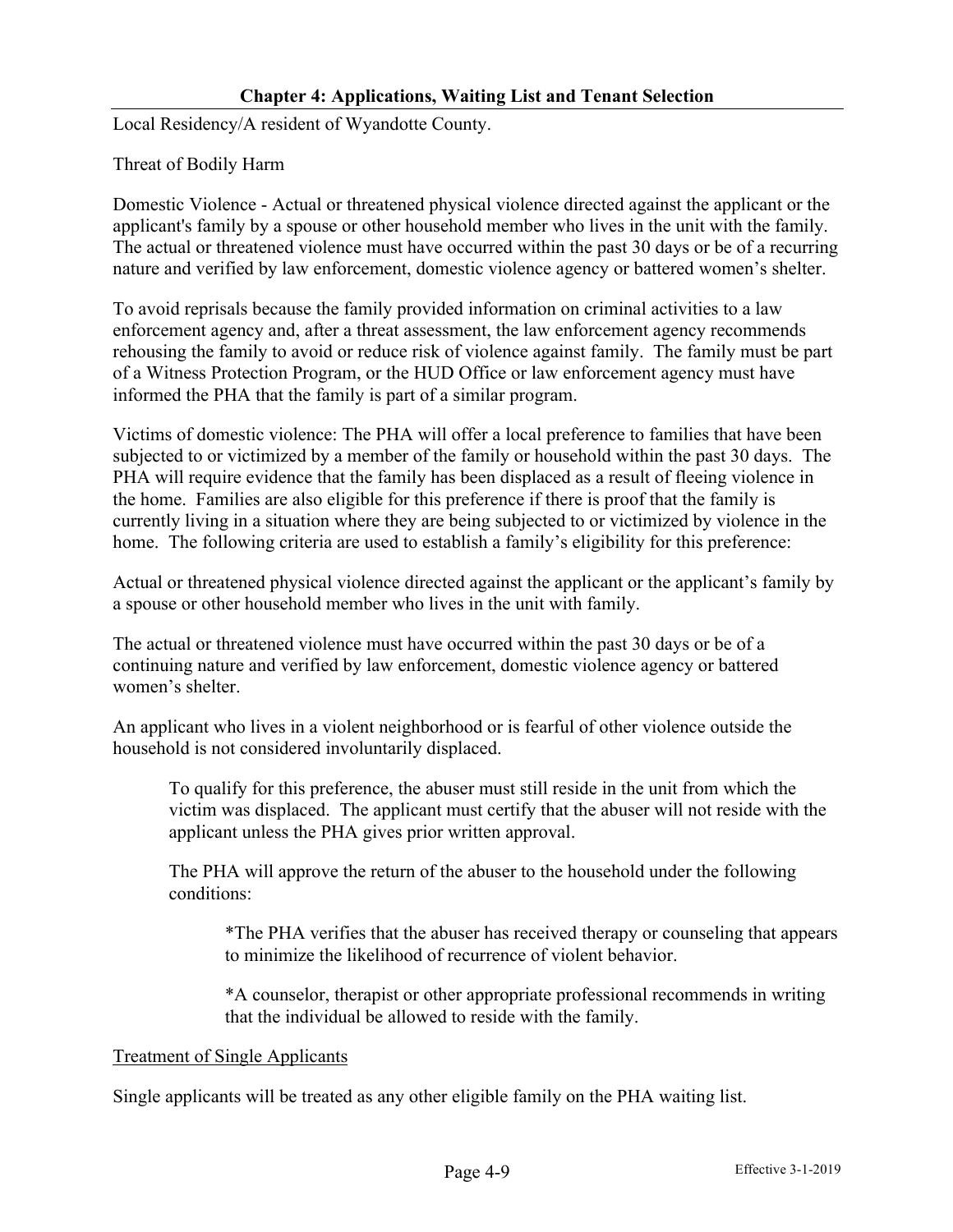Local Residency/A resident of Wyandotte County.

Threat of Bodily Harm

Domestic Violence - Actual or threatened physical violence directed against the applicant or the applicant's family by a spouse or other household member who lives in the unit with the family. The actual or threatened violence must have occurred within the past 30 days or be of a recurring nature and verified by law enforcement, domestic violence agency or battered women's shelter.

To avoid reprisals because the family provided information on criminal activities to a law enforcement agency and, after a threat assessment, the law enforcement agency recommends rehousing the family to avoid or reduce risk of violence against family. The family must be part of a Witness Protection Program, or the HUD Office or law enforcement agency must have informed the PHA that the family is part of a similar program.

Victims of domestic violence: The PHA will offer a local preference to families that have been subjected to or victimized by a member of the family or household within the past 30 days. The PHA will require evidence that the family has been displaced as a result of fleeing violence in the home. Families are also eligible for this preference if there is proof that the family is currently living in a situation where they are being subjected to or victimized by violence in the home. The following criteria are used to establish a family's eligibility for this preference:

Actual or threatened physical violence directed against the applicant or the applicant's family by a spouse or other household member who lives in the unit with family.

The actual or threatened violence must have occurred within the past 30 days or be of a continuing nature and verified by law enforcement, domestic violence agency or battered women's shelter.

An applicant who lives in a violent neighborhood or is fearful of other violence outside the household is not considered involuntarily displaced.

> To qualify for this preference, the abuser must still reside in the unit from which the victim was displaced. The applicant must certify that the abuser will not reside with the applicant unless the PHA gives prior written approval.
>
> The PHA will approve the return of the abuser to the household under the following conditions:
>
> > *The PHA verifies that the abuser has received therapy or counseling that appears to minimize the likelihood of recurrence of violent behavior.
> >
> > *A counselor, therapist or other appropriate professional recommends in writing that the individual be allowed to reside with the family.

<u>Treatment of Single Applicants</u>

Single applicants will be treated as any other eligible family on the PHA waiting list.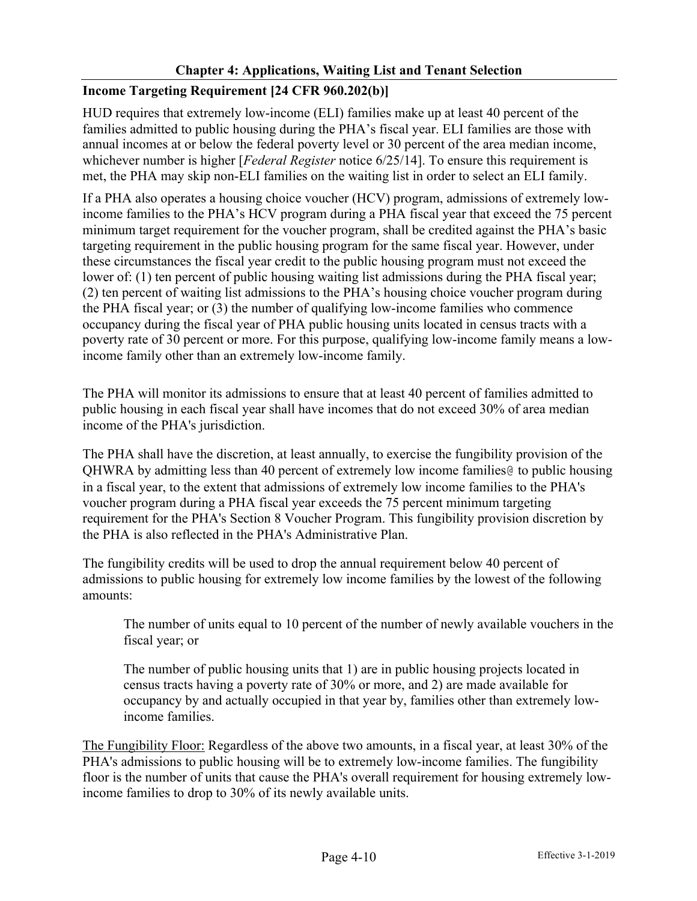## Chapter 4: Applications, Waiting List and Tenant Selection

### Income Targeting Requirement [24 CFR 960.202(b)]

HUD requires that extremely low-income (ELI) families make up at least 40 percent of the families admitted to public housing during the PHA's fiscal year. ELI families are those with annual incomes at or below the federal poverty level or 30 percent of the area median income, whichever number is higher [*Federal Register* notice 6/25/14]. To ensure this requirement is met, the PHA may skip non-ELI families on the waiting list in order to select an ELI family.

If a PHA also operates a housing choice voucher (HCV) program, admissions of extremely low-income families to the PHA's HCV program during a PHA fiscal year that exceed the 75 percent minimum target requirement for the voucher program, shall be credited against the PHA's basic targeting requirement in the public housing program for the same fiscal year. However, under these circumstances the fiscal year credit to the public housing program must not exceed the lower of: (1) ten percent of public housing waiting list admissions during the PHA fiscal year; (2) ten percent of waiting list admissions to the PHA's housing choice voucher program during the PHA fiscal year; or (3) the number of qualifying low-income families who commence occupancy during the fiscal year of PHA public housing units located in census tracts with a poverty rate of 30 percent or more. For this purpose, qualifying low-income family means a low-income family other than an extremely low-income family.

The PHA will monitor its admissions to ensure that at least 40 percent of families admitted to public housing in each fiscal year shall have incomes that do not exceed 30% of area median income of the PHA's jurisdiction.

The PHA shall have the discretion, at least annually, to exercise the fungibility provision of the QHWRA by admitting less than 40 percent of extremely low income families@ to public housing in a fiscal year, to the extent that admissions of extremely low income families to the PHA's voucher program during a PHA fiscal year exceeds the 75 percent minimum targeting requirement for the PHA's Section 8 Voucher Program. This fungibility provision discretion by the PHA is also reflected in the PHA's Administrative Plan.

The fungibility credits will be used to drop the annual requirement below 40 percent of admissions to public housing for extremely low income families by the lowest of the following amounts:

> The number of units equal to 10 percent of the number of newly available vouchers in the fiscal year; or
>
> The number of public housing units that 1) are in public housing projects located in census tracts having a poverty rate of 30% or more, and 2) are made available for occupancy by and actually occupied in that year by, families other than extremely low-income families.

The Fungibility Floor: Regardless of the above two amounts, in a fiscal year, at least 30% of the PHA's admissions to public housing will be to extremely low-income families. The fungibility floor is the number of units that cause the PHA's overall requirement for housing extremely low-income families to drop to 30% of its newly available units.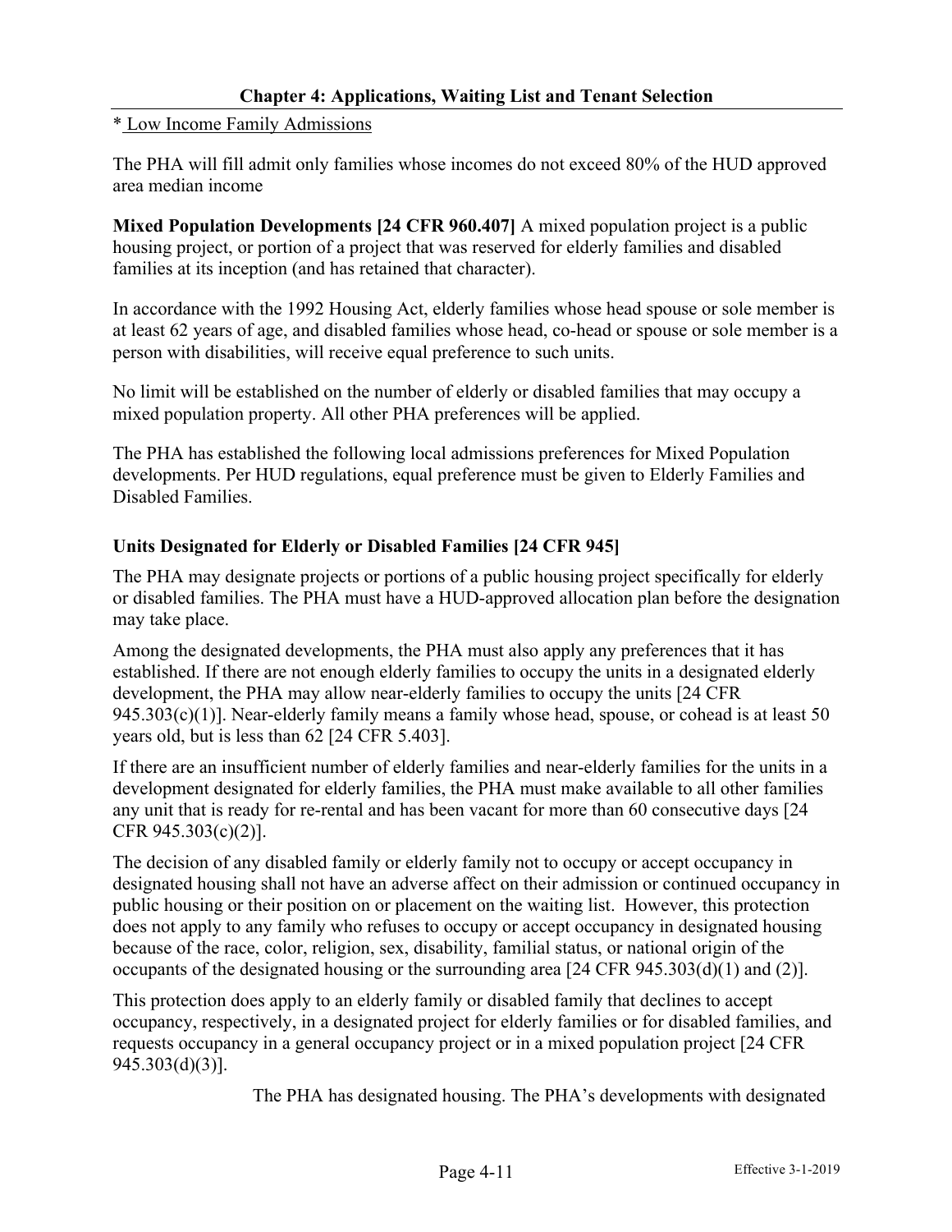* Low Income Family Admissions

The PHA will fill admit only families whose incomes do not exceed 80% of the HUD approved area median income

**Mixed Population Developments [24 CFR 960.407]** A mixed population project is a public housing project, or portion of a project that was reserved for elderly families and disabled families at its inception (and has retained that character).

In accordance with the 1992 Housing Act, elderly families whose head spouse or sole member is at least 62 years of age, and disabled families whose head, co-head or spouse or sole member is a person with disabilities, will receive equal preference to such units.

No limit will be established on the number of elderly or disabled families that may occupy a mixed population property. All other PHA preferences will be applied.

The PHA has established the following local admissions preferences for Mixed Population developments. Per HUD regulations, equal preference must be given to Elderly Families and Disabled Families.

### Units Designated for Elderly or Disabled Families [24 CFR 945]

The PHA may designate projects or portions of a public housing project specifically for elderly or disabled families. The PHA must have a HUD-approved allocation plan before the designation may take place.

Among the designated developments, the PHA must also apply any preferences that it has established. If there are not enough elderly families to occupy the units in a designated elderly development, the PHA may allow near-elderly families to occupy the units [24 CFR 945.303(c)(1)]. Near-elderly family means a family whose head, spouse, or cohead is at least 50 years old, but is less than 62 [24 CFR 5.403].

If there are an insufficient number of elderly families and near-elderly families for the units in a development designated for elderly families, the PHA must make available to all other families any unit that is ready for re-rental and has been vacant for more than 60 consecutive days [24 CFR 945.303(c)(2)].

The decision of any disabled family or elderly family not to occupy or accept occupancy in designated housing shall not have an adverse affect on their admission or continued occupancy in public housing or their position on or placement on the waiting list. However, this protection does not apply to any family who refuses to occupy or accept occupancy in designated housing because of the race, color, religion, sex, disability, familial status, or national origin of the occupants of the designated housing or the surrounding area [24 CFR 945.303(d)(1) and (2)].

This protection does apply to an elderly family or disabled family that declines to accept occupancy, respectively, in a designated project for elderly families or for disabled families, and requests occupancy in a general occupancy project or in a mixed population project [24 CFR 945.303(d)(3)].

The PHA has designated housing. The PHA's developments with designated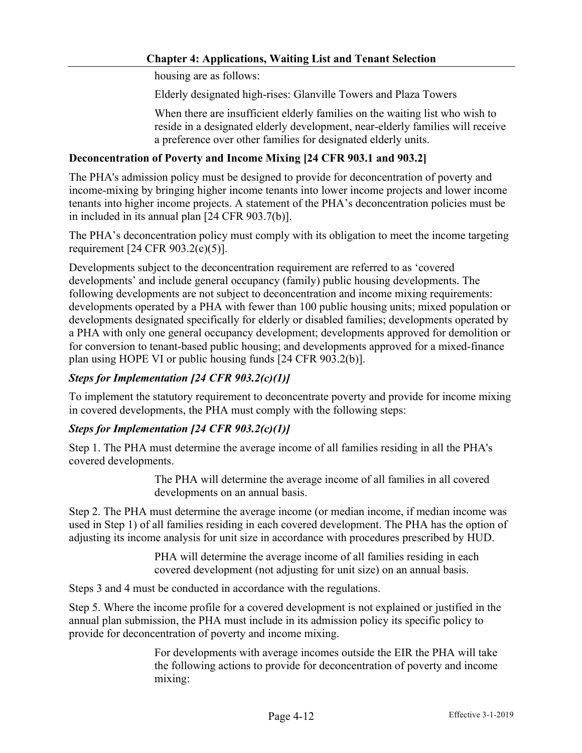housing are as follows:

Elderly designated high-rises: Glanville Towers and Plaza Towers

When there are insufficient elderly families on the waiting list who wish to reside in a designated elderly development, near-elderly families will receive a preference over other families for designated elderly units.

**Deconcentration of Poverty and Income Mixing [24 CFR 903.1 and 903.2]**

The PHA's admission policy must be designed to provide for deconcentration of poverty and income-mixing by bringing higher income tenants into lower income projects and lower income tenants into higher income projects. A statement of the PHA's deconcentration policies must be in included in its annual plan [24 CFR 903.7(b)].

The PHA's deconcentration policy must comply with its obligation to meet the income targeting requirement [24 CFR 903.2(c)(5)].

Developments subject to the deconcentration requirement are referred to as 'covered developments' and include general occupancy (family) public housing developments. The following developments are not subject to deconcentration and income mixing requirements: developments operated by a PHA with fewer than 100 public housing units; mixed population or developments designated specifically for elderly or disabled families; developments operated by a PHA with only one general occupancy development; developments approved for demolition or for conversion to tenant-based public housing; and developments approved for a mixed-finance plan using HOPE VI or public housing funds [24 CFR 903.2(b)].

***Steps for Implementation [24 CFR 903.2(c)(1)]***

To implement the statutory requirement to deconcentrate poverty and provide for income mixing in covered developments, the PHA must comply with the following steps:

***Steps for Implementation [24 CFR 903.2(c)(1)]***

Step 1. The PHA must determine the average income of all families residing in all the PHA's covered developments.

The PHA will determine the average income of all families in all covered developments on an annual basis.

Step 2. The PHA must determine the average income (or median income, if median income was used in Step 1) of all families residing in each covered development. The PHA has the option of adjusting its income analysis for unit size in accordance with procedures prescribed by HUD.

PHA will determine the average income of all families residing in each covered development (not adjusting for unit size) on an annual basis.

Steps 3 and 4 must be conducted in accordance with the regulations.

Step 5. Where the income profile for a covered development is not explained or justified in the annual plan submission, the PHA must include in its admission policy its specific policy to provide for deconcentration of poverty and income mixing.

For developments with average incomes outside the EIR the PHA will take the following actions to provide for deconcentration of poverty and income mixing: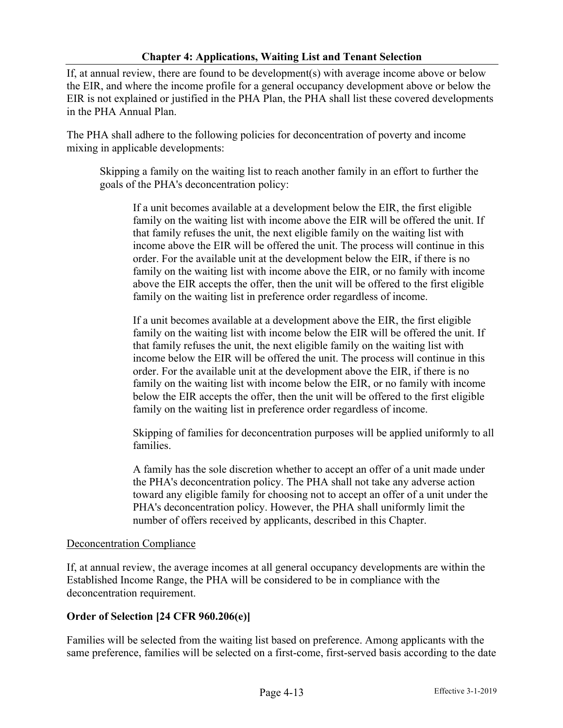If, at annual review, there are found to be development(s) with average income above or below the EIR, and where the income profile for a general occupancy development above or below the EIR is not explained or justified in the PHA Plan, the PHA shall list these covered developments in the PHA Annual Plan.

The PHA shall adhere to the following policies for deconcentration of poverty and income mixing in applicable developments:

> Skipping a family on the waiting list to reach another family in an effort to further the goals of the PHA's deconcentration policy:
>
> > If a unit becomes available at a development below the EIR, the first eligible family on the waiting list with income above the EIR will be offered the unit. If that family refuses the unit, the next eligible family on the waiting list with income above the EIR will be offered the unit. The process will continue in this order. For the available unit at the development below the EIR, if there is no family on the waiting list with income above the EIR, or no family with income above the EIR accepts the offer, then the unit will be offered to the first eligible family on the waiting list in preference order regardless of income.
> >
> > If a unit becomes available at a development above the EIR, the first eligible family on the waiting list with income below the EIR will be offered the unit. If that family refuses the unit, the next eligible family on the waiting list with income below the EIR will be offered the unit. The process will continue in this order. For the available unit at the development above the EIR, if there is no family on the waiting list with income below the EIR, or no family with income below the EIR accepts the offer, then the unit will be offered to the first eligible family on the waiting list in preference order regardless of income.
> >
> > Skipping of families for deconcentration purposes will be applied uniformly to all families.
> >
> > A family has the sole discretion whether to accept an offer of a unit made under the PHA's deconcentration policy. The PHA shall not take any adverse action toward any eligible family for choosing not to accept an offer of a unit under the PHA's deconcentration policy. However, the PHA shall uniformly limit the number of offers received by applicants, described in this Chapter.

<u>Deconcentration Compliance</u>

If, at annual review, the average incomes at all general occupancy developments are within the Established Income Range, the PHA will be considered to be in compliance with the deconcentration requirement.

### Order of Selection [24 CFR 960.206(e)]

Families will be selected from the waiting list based on preference. Among applicants with the same preference, families will be selected on a first-come, first-served basis according to the date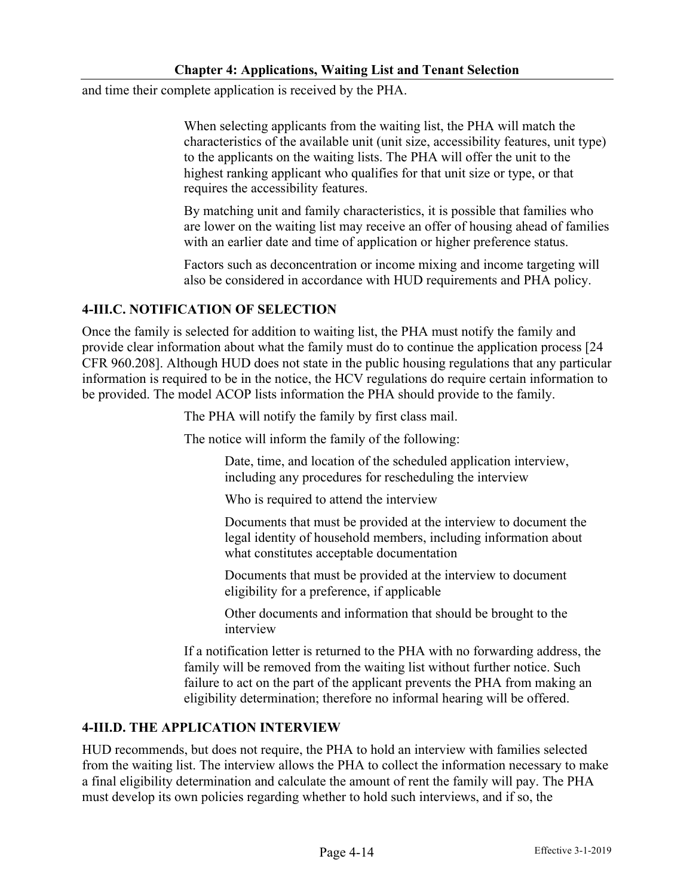and time their complete application is received by the PHA.

> When selecting applicants from the waiting list, the PHA will match the characteristics of the available unit (unit size, accessibility features, unit type) to the applicants on the waiting lists. The PHA will offer the unit to the highest ranking applicant who qualifies for that unit size or type, or that requires the accessibility features.
>
> By matching unit and family characteristics, it is possible that families who are lower on the waiting list may receive an offer of housing ahead of families with an earlier date and time of application or higher preference status.
>
> Factors such as deconcentration or income mixing and income targeting will also be considered in accordance with HUD requirements and PHA policy.

### 4-III.C. NOTIFICATION OF SELECTION

Once the family is selected for addition to waiting list, the PHA must notify the family and provide clear information about what the family must do to continue the application process [24 CFR 960.208]. Although HUD does not state in the public housing regulations that any particular information is required to be in the notice, the HCV regulations do require certain information to be provided. The model ACOP lists information the PHA should provide to the family.

> The PHA will notify the family by first class mail.
>
> The notice will inform the family of the following:
>
> - Date, time, and location of the scheduled application interview, including any procedures for rescheduling the interview
> - Who is required to attend the interview
> - Documents that must be provided at the interview to document the legal identity of household members, including information about what constitutes acceptable documentation
> - Documents that must be provided at the interview to document eligibility for a preference, if applicable
> - Other documents and information that should be brought to the interview
>
> If a notification letter is returned to the PHA with no forwarding address, the family will be removed from the waiting list without further notice. Such failure to act on the part of the applicant prevents the PHA from making an eligibility determination; therefore no informal hearing will be offered.

### 4-III.D. THE APPLICATION INTERVIEW

HUD recommends, but does not require, the PHA to hold an interview with families selected from the waiting list. The interview allows the PHA to collect the information necessary to make a final eligibility determination and calculate the amount of rent the family will pay. The PHA must develop its own policies regarding whether to hold such interviews, and if so, the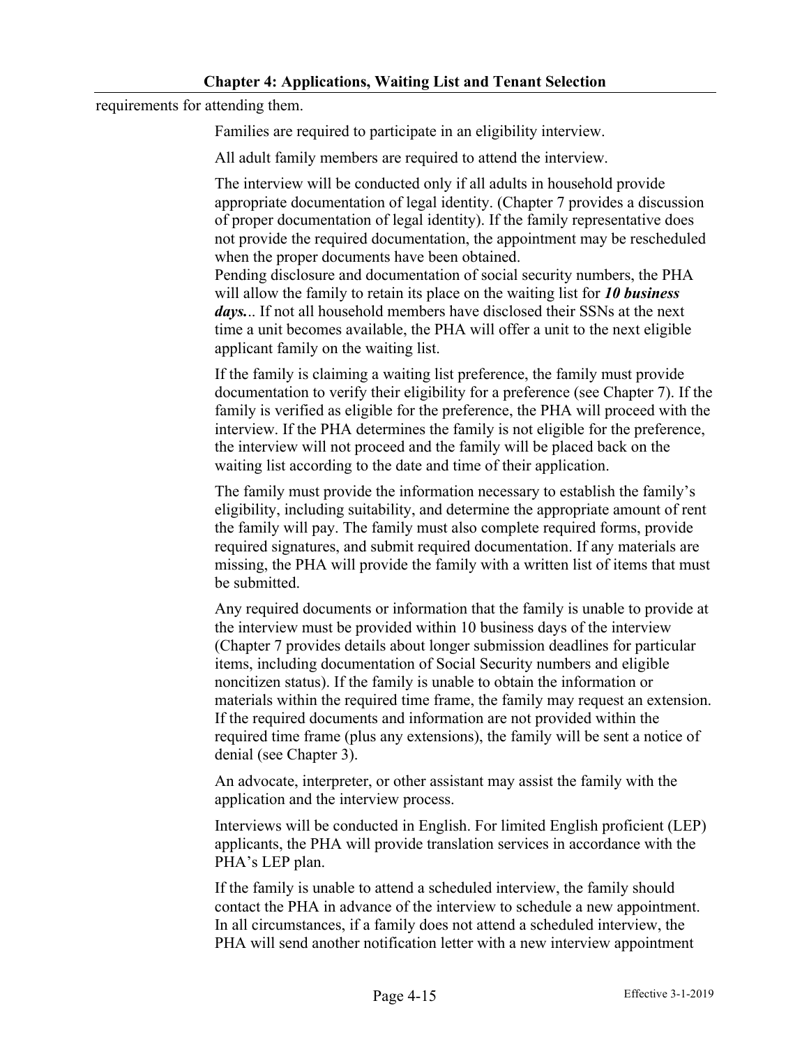requirements for attending them.

Families are required to participate in an eligibility interview.

All adult family members are required to attend the interview.

The interview will be conducted only if all adults in household provide appropriate documentation of legal identity. (Chapter 7 provides a discussion of proper documentation of legal identity). If the family representative does not provide the required documentation, the appointment may be rescheduled when the proper documents have been obtained.
Pending disclosure and documentation of social security numbers, the PHA will allow the family to retain its place on the waiting list for ***10 business days.***.. If not all household members have disclosed their SSNs at the next time a unit becomes available, the PHA will offer a unit to the next eligible applicant family on the waiting list.

If the family is claiming a waiting list preference, the family must provide documentation to verify their eligibility for a preference (see Chapter 7). If the family is verified as eligible for the preference, the PHA will proceed with the interview. If the PHA determines the family is not eligible for the preference, the interview will not proceed and the family will be placed back on the waiting list according to the date and time of their application.

The family must provide the information necessary to establish the family's eligibility, including suitability, and determine the appropriate amount of rent the family will pay. The family must also complete required forms, provide required signatures, and submit required documentation. If any materials are missing, the PHA will provide the family with a written list of items that must be submitted.

Any required documents or information that the family is unable to provide at the interview must be provided within 10 business days of the interview (Chapter 7 provides details about longer submission deadlines for particular items, including documentation of Social Security numbers and eligible noncitizen status). If the family is unable to obtain the information or materials within the required time frame, the family may request an extension. If the required documents and information are not provided within the required time frame (plus any extensions), the family will be sent a notice of denial (see Chapter 3).

An advocate, interpreter, or other assistant may assist the family with the application and the interview process.

Interviews will be conducted in English. For limited English proficient (LEP) applicants, the PHA will provide translation services in accordance with the PHA's LEP plan.

If the family is unable to attend a scheduled interview, the family should contact the PHA in advance of the interview to schedule a new appointment. In all circumstances, if a family does not attend a scheduled interview, the PHA will send another notification letter with a new interview appointment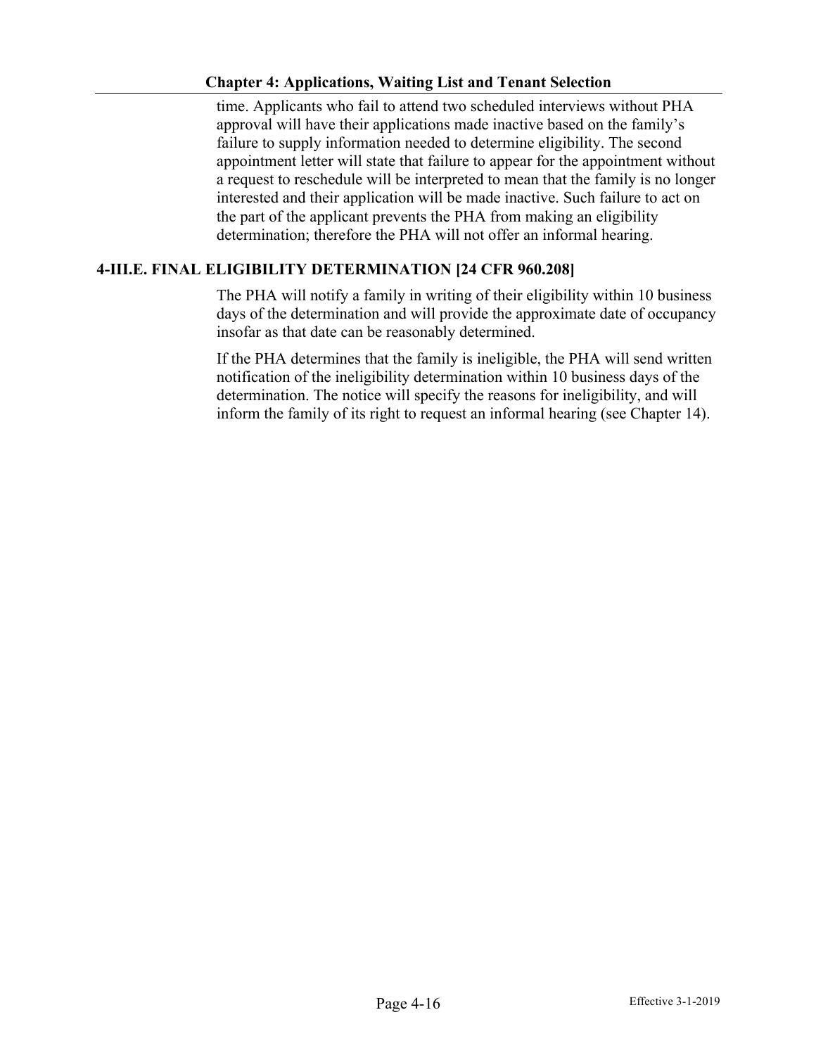time. Applicants who fail to attend two scheduled interviews without PHA approval will have their applications made inactive based on the family's failure to supply information needed to determine eligibility. The second appointment letter will state that failure to appear for the appointment without a request to reschedule will be interpreted to mean that the family is no longer interested and their application will be made inactive. Such failure to act on the part of the applicant prevents the PHA from making an eligibility determination; therefore the PHA will not offer an informal hearing.

### 4-III.E. FINAL ELIGIBILITY DETERMINATION [24 CFR 960.208]

The PHA will notify a family in writing of their eligibility within 10 business days of the determination and will provide the approximate date of occupancy insofar as that date can be reasonably determined.

If the PHA determines that the family is ineligible, the PHA will send written notification of the ineligibility determination within 10 business days of the determination. The notice will specify the reasons for ineligibility, and will inform the family of its right to request an informal hearing (see Chapter 14).